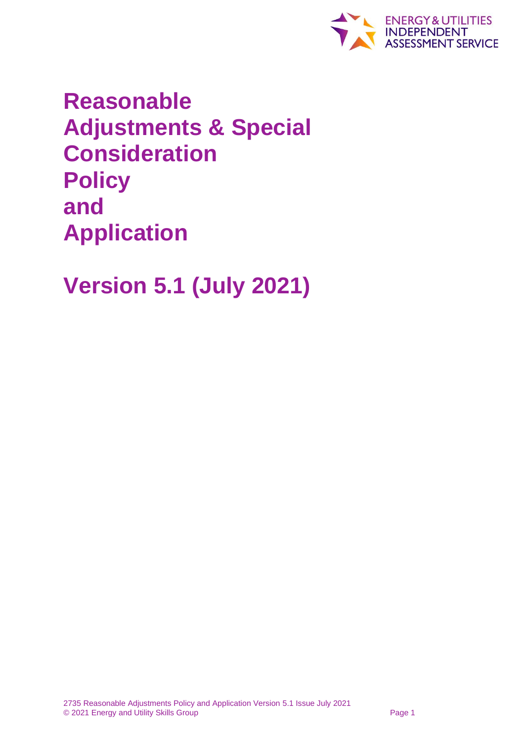ENERGY & UTILITIES INDEPENDENT ASSESSMENT SERVICE

# Reasonable Adjustments & Special Consideration Policy and Application

# Version 5.1 (July 2021)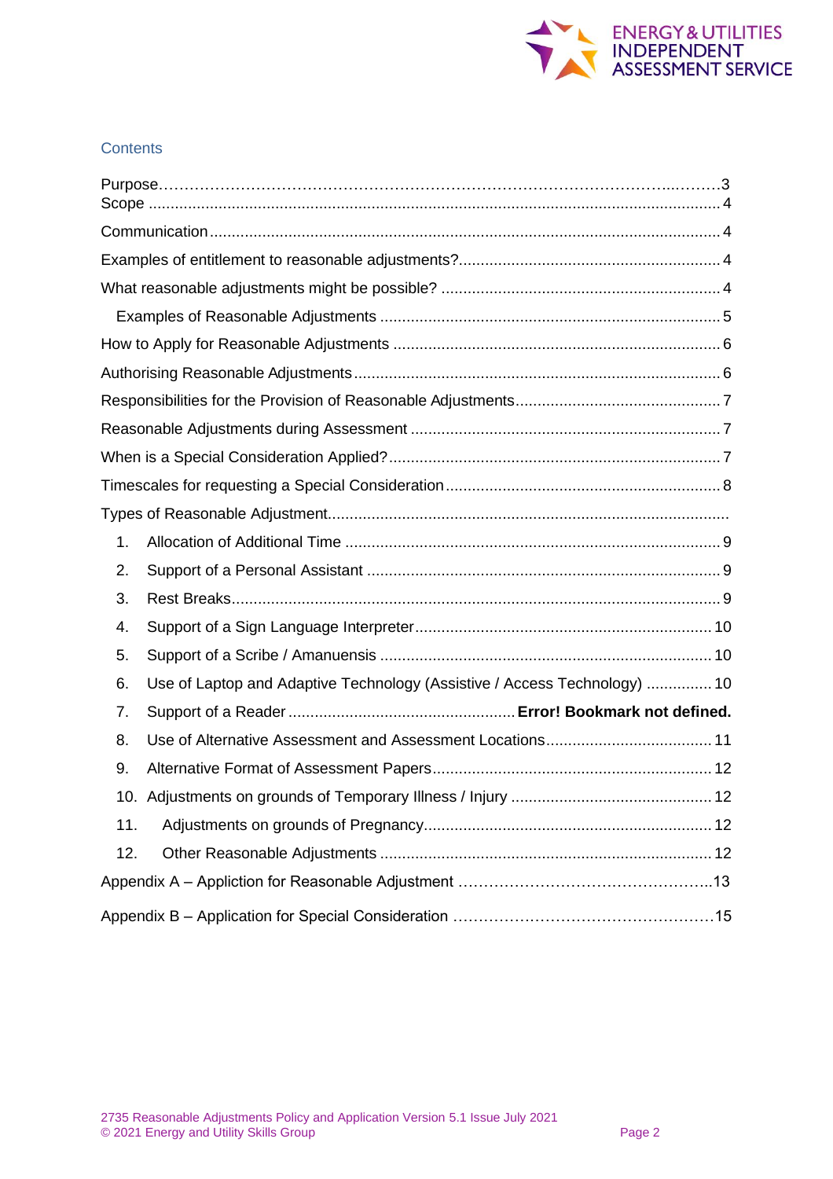## Contents

Purpose……………………………………………………………………………………………..………3
Scope ........................................................................................................................ 4

Communication ........................................................................................................ 4

Examples of entitlement to reasonable adjustments? ............................................. 4

What reasonable adjustments might be possible? .................................................. 4

Examples of Reasonable Adjustments ............................................................... 5

How to Apply for Reasonable Adjustments ............................................................. 6

Authorising Reasonable Adjustments ...................................................................... 6

Responsibilities for the Provision of Reasonable Adjustments ................................ 7

Reasonable Adjustments during Assessment ......................................................... 7

When is a Special Consideration Applied? .............................................................. 7

Timescales for requesting a Special Consideration ................................................. 8

Types of Reasonable Adjustment............................................................................................

1. Allocation of Additional Time ....................................................................... 9
2. Support of a Personal Assistant ................................................................... 9
3. Rest Breaks ................................................................................................... 9
4. Support of a Sign Language Interpreter ...................................................... 10
5. Support of a Scribe / Amanuensis .............................................................. 10
6. Use of Laptop and Adaptive Technology (Assistive / Access Technology) ............... 10
7. Support of a Reader ..................................................... **Error! Bookmark not defined.**
8. Use of Alternative Assessment and Assessment Locations .......................... 11
9. Alternative Format of Assessment Papers ................................................... 12
10. Adjustments on grounds of Temporary Illness / Injury ................................ 12
11. Adjustments on grounds of Pregnancy ........................................................ 12
12. Other Reasonable Adjustments ................................................................... 12

Appendix A – Appliction for Reasonable Adjustment …………………………………………..13

Appendix B – Application for Special Consideration ……………………………………………15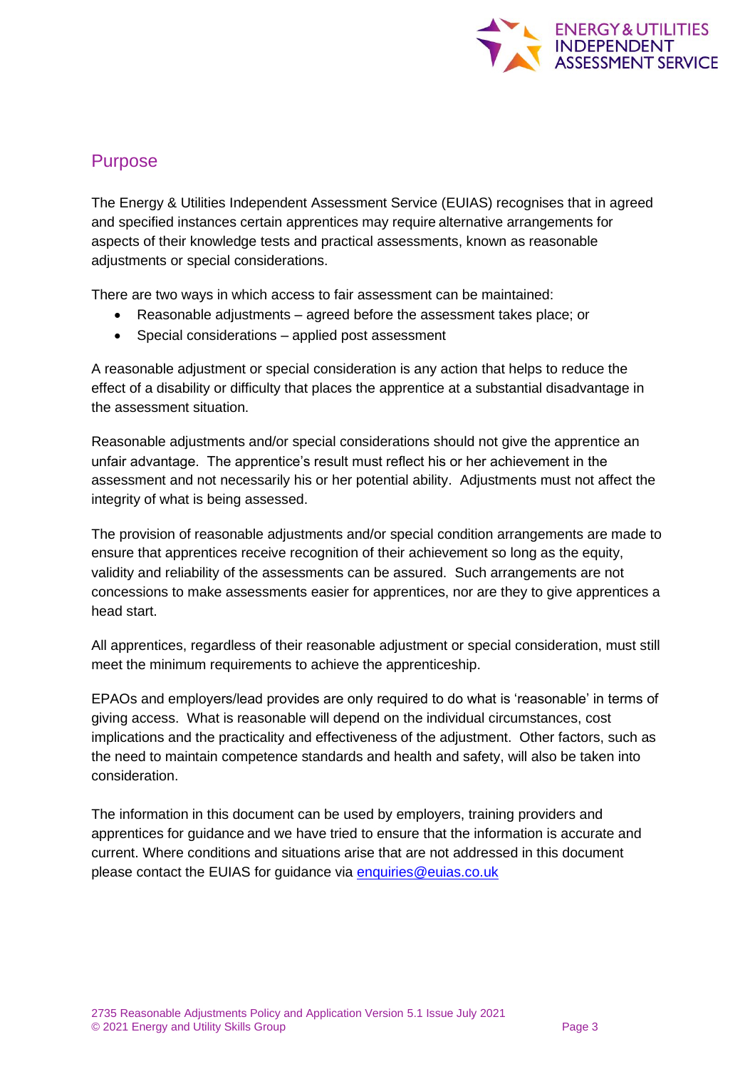## Purpose

The Energy & Utilities Independent Assessment Service (EUIAS) recognises that in agreed and specified instances certain apprentices may require alternative arrangements for aspects of their knowledge tests and practical assessments, known as reasonable adjustments or special considerations.

There are two ways in which access to fair assessment can be maintained:

- Reasonable adjustments – agreed before the assessment takes place; or
- Special considerations – applied post assessment

A reasonable adjustment or special consideration is any action that helps to reduce the effect of a disability or difficulty that places the apprentice at a substantial disadvantage in the assessment situation.

Reasonable adjustments and/or special considerations should not give the apprentice an unfair advantage. The apprentice's result must reflect his or her achievement in the assessment and not necessarily his or her potential ability. Adjustments must not affect the integrity of what is being assessed.

The provision of reasonable adjustments and/or special condition arrangements are made to ensure that apprentices receive recognition of their achievement so long as the equity, validity and reliability of the assessments can be assured. Such arrangements are not concessions to make assessments easier for apprentices, nor are they to give apprentices a head start.

All apprentices, regardless of their reasonable adjustment or special consideration, must still meet the minimum requirements to achieve the apprenticeship.

EPAOs and employers/lead provides are only required to do what is 'reasonable' in terms of giving access. What is reasonable will depend on the individual circumstances, cost implications and the practicality and effectiveness of the adjustment. Other factors, such as the need to maintain competence standards and health and safety, will also be taken into consideration.

The information in this document can be used by employers, training providers and apprentices for guidance and we have tried to ensure that the information is accurate and current. Where conditions and situations arise that are not addressed in this document please contact the EUIAS for guidance via [enquiries@euias.co.uk](mailto:enquiries@euias.co.uk)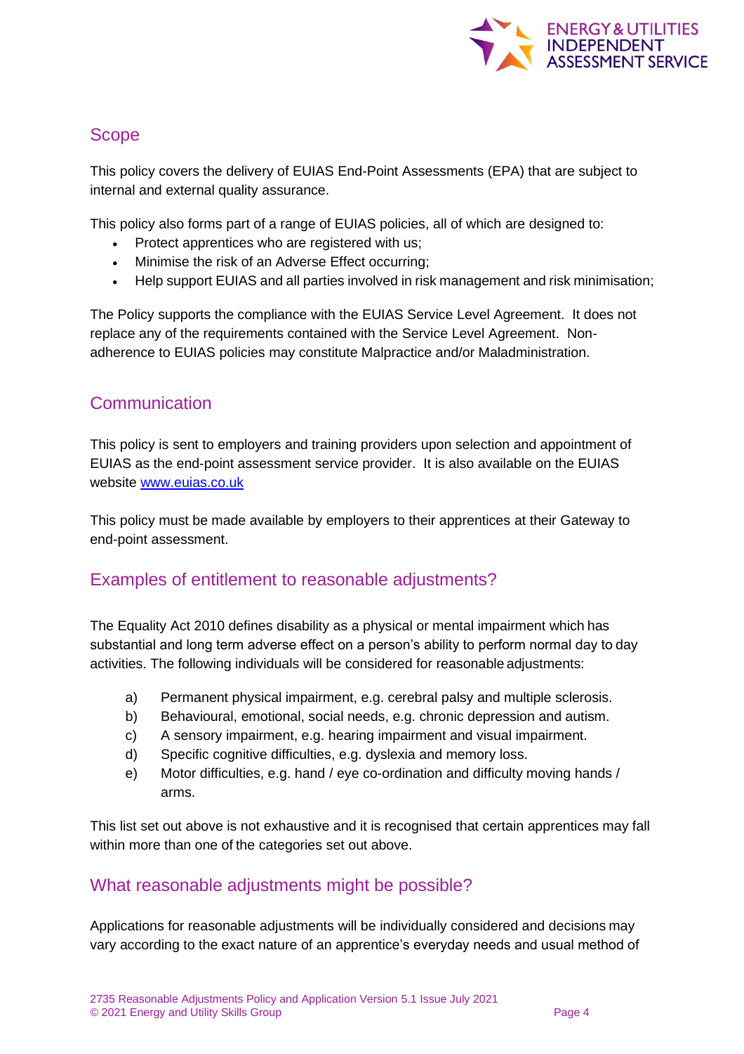## Scope

This policy covers the delivery of EUIAS End-Point Assessments (EPA) that are subject to internal and external quality assurance.

This policy also forms part of a range of EUIAS policies, all of which are designed to:

- Protect apprentices who are registered with us;
- Minimise the risk of an Adverse Effect occurring;
- Help support EUIAS and all parties involved in risk management and risk minimisation;

The Policy supports the compliance with the EUIAS Service Level Agreement. It does not replace any of the requirements contained with the Service Level Agreement. Non-adherence to EUIAS policies may constitute Malpractice and/or Maladministration.

## Communication

This policy is sent to employers and training providers upon selection and appointment of EUIAS as the end-point assessment service provider. It is also available on the EUIAS website [www.euias.co.uk](http://www.euias.co.uk)

This policy must be made available by employers to their apprentices at their Gateway to end-point assessment.

## Examples of entitlement to reasonable adjustments?

The Equality Act 2010 defines disability as a physical or mental impairment which has substantial and long term adverse effect on a person's ability to perform normal day to day activities. The following individuals will be considered for reasonable adjustments:

a) Permanent physical impairment, e.g. cerebral palsy and multiple sclerosis.
b) Behavioural, emotional, social needs, e.g. chronic depression and autism.
c) A sensory impairment, e.g. hearing impairment and visual impairment.
d) Specific cognitive difficulties, e.g. dyslexia and memory loss.
e) Motor difficulties, e.g. hand / eye co-ordination and difficulty moving hands / arms.

This list set out above is not exhaustive and it is recognised that certain apprentices may fall within more than one of the categories set out above.

## What reasonable adjustments might be possible?

Applications for reasonable adjustments will be individually considered and decisions may vary according to the exact nature of an apprentice's everyday needs and usual method of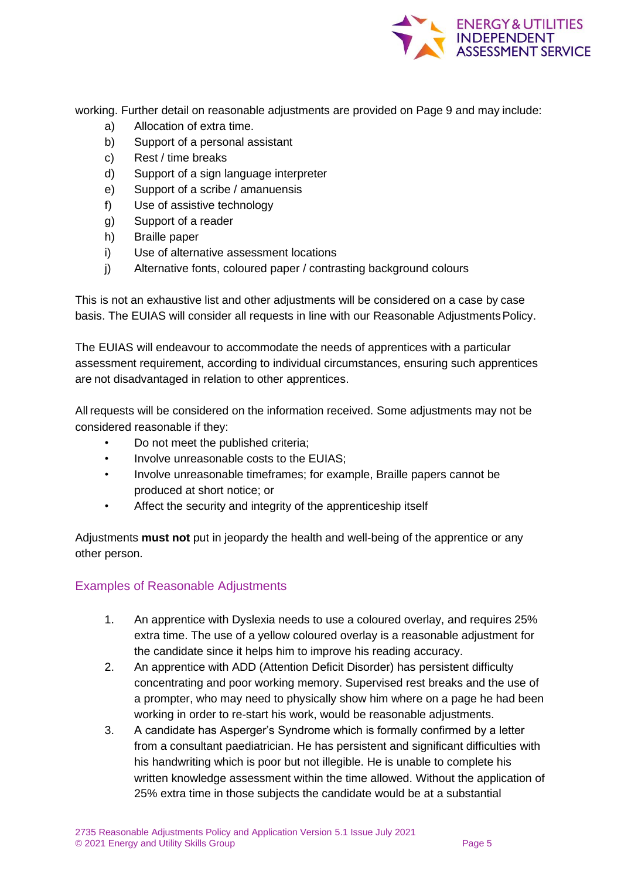working. Further detail on reasonable adjustments are provided on Page 9 and may include:

a) Allocation of extra time.
b) Support of a personal assistant
c) Rest / time breaks
d) Support of a sign language interpreter
e) Support of a scribe / amanuensis
f) Use of assistive technology
g) Support of a reader
h) Braille paper
i) Use of alternative assessment locations
j) Alternative fonts, coloured paper / contrasting background colours

This is not an exhaustive list and other adjustments will be considered on a case by case basis. The EUIAS will consider all requests in line with our Reasonable Adjustments Policy.

The EUIAS will endeavour to accommodate the needs of apprentices with a particular assessment requirement, according to individual circumstances, ensuring such apprentices are not disadvantaged in relation to other apprentices.

All requests will be considered on the information received. Some adjustments may not be considered reasonable if they:

- Do not meet the published criteria;
- Involve unreasonable costs to the EUIAS;
- Involve unreasonable timeframes; for example, Braille papers cannot be produced at short notice; or
- Affect the security and integrity of the apprenticeship itself

Adjustments **must not** put in jeopardy the health and well-being of the apprentice or any other person.

## Examples of Reasonable Adjustments

1. An apprentice with Dyslexia needs to use a coloured overlay, and requires 25% extra time. The use of a yellow coloured overlay is a reasonable adjustment for the candidate since it helps him to improve his reading accuracy.
2. An apprentice with ADD (Attention Deficit Disorder) has persistent difficulty concentrating and poor working memory. Supervised rest breaks and the use of a prompter, who may need to physically show him where on a page he had been working in order to re-start his work, would be reasonable adjustments.
3. A candidate has Asperger's Syndrome which is formally confirmed by a letter from a consultant paediatrician. He has persistent and significant difficulties with his handwriting which is poor but not illegible. He is unable to complete his written knowledge assessment within the time allowed. Without the application of 25% extra time in those subjects the candidate would be at a substantial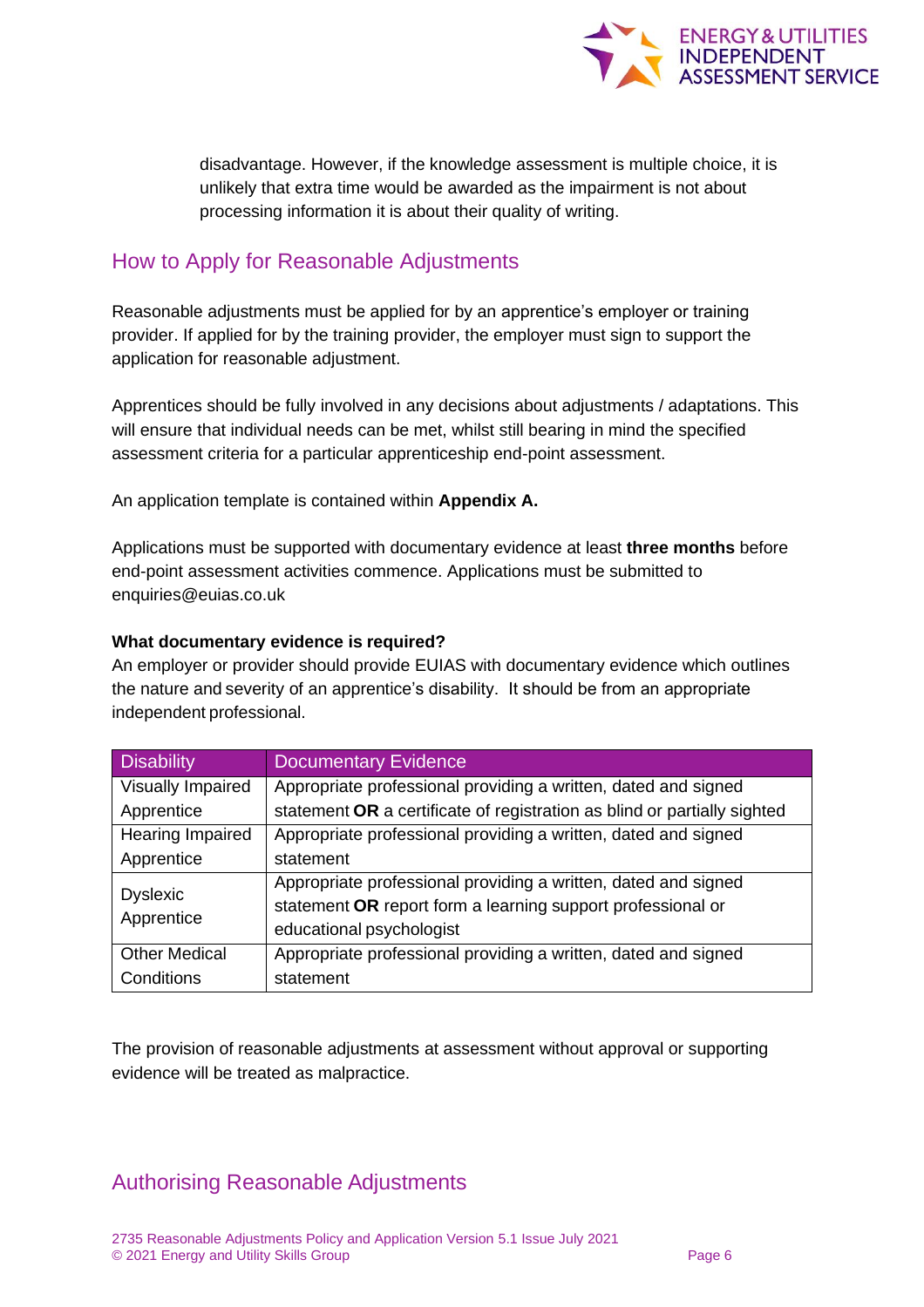disadvantage. However, if the knowledge assessment is multiple choice, it is unlikely that extra time would be awarded as the impairment is not about processing information it is about their quality of writing.

## How to Apply for Reasonable Adjustments

Reasonable adjustments must be applied for by an apprentice's employer or training provider. If applied for by the training provider, the employer must sign to support the application for reasonable adjustment.

Apprentices should be fully involved in any decisions about adjustments / adaptations. This will ensure that individual needs can be met, whilst still bearing in mind the specified assessment criteria for a particular apprenticeship end-point assessment.

An application template is contained within **Appendix A.**

Applications must be supported with documentary evidence at least **three months** before end-point assessment activities commence. Applications must be submitted to enquiries@euias.co.uk

**What documentary evidence is required?**
An employer or provider should provide EUIAS with documentary evidence which outlines the nature and severity of an apprentice's disability. It should be from an appropriate independent professional.

| Disability | Documentary Evidence |
| --- | --- |
| Visually Impaired Apprentice | Appropriate professional providing a written, dated and signed statement **OR** a certificate of registration as blind or partially sighted |
| Hearing Impaired Apprentice | Appropriate professional providing a written, dated and signed statement |
| Dyslexic Apprentice | Appropriate professional providing a written, dated and signed statement **OR** report form a learning support professional or educational psychologist |
| Other Medical Conditions | Appropriate professional providing a written, dated and signed statement |

The provision of reasonable adjustments at assessment without approval or supporting evidence will be treated as malpractice.

## Authorising Reasonable Adjustments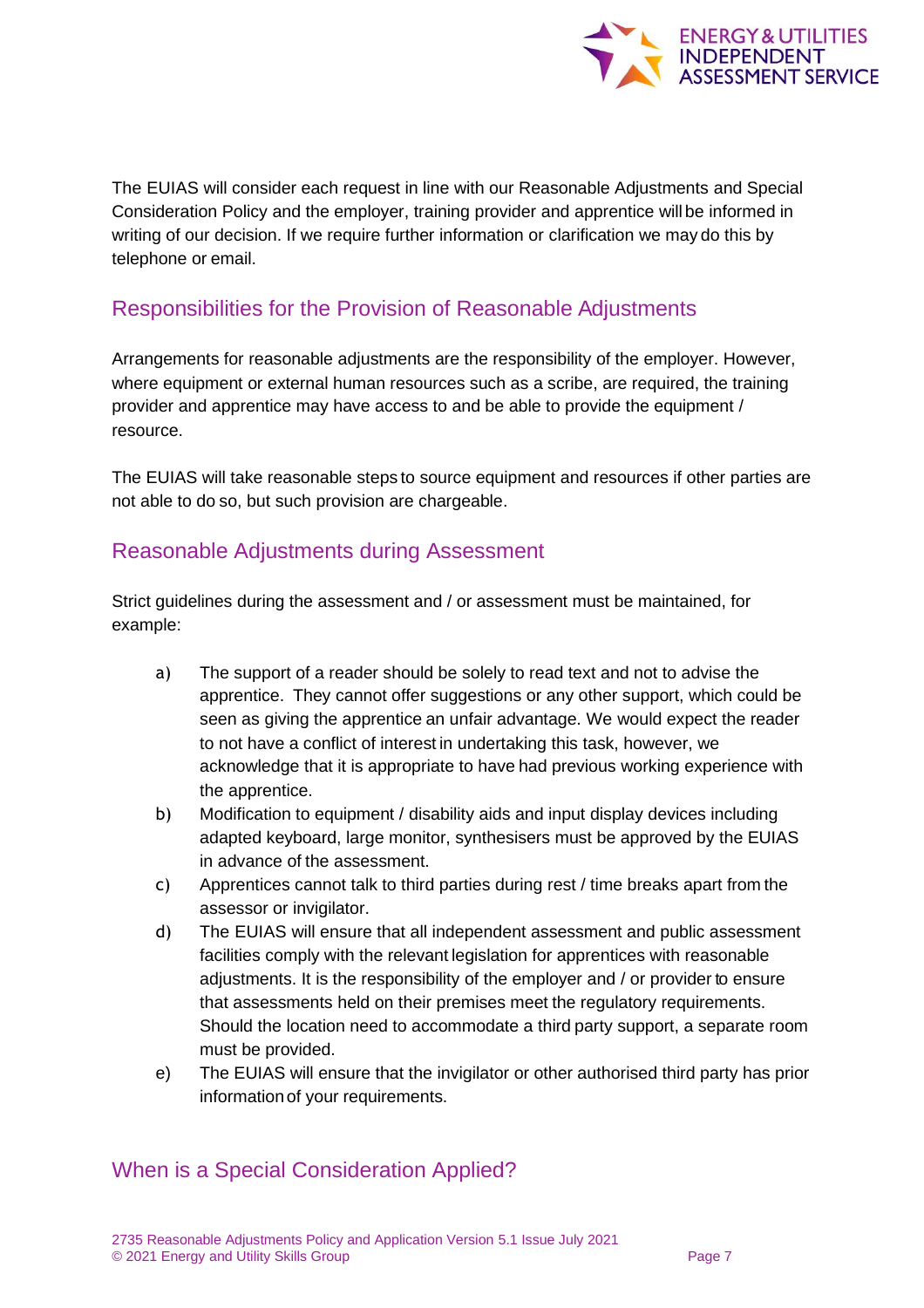The EUIAS will consider each request in line with our Reasonable Adjustments and Special Consideration Policy and the employer, training provider and apprentice will be informed in writing of our decision. If we require further information or clarification we may do this by telephone or email.

## Responsibilities for the Provision of Reasonable Adjustments

Arrangements for reasonable adjustments are the responsibility of the employer. However, where equipment or external human resources such as a scribe, are required, the training provider and apprentice may have access to and be able to provide the equipment / resource.

The EUIAS will take reasonable steps to source equipment and resources if other parties are not able to do so, but such provision are chargeable.

## Reasonable Adjustments during Assessment

Strict guidelines during the assessment and / or assessment must be maintained, for example:

a) The support of a reader should be solely to read text and not to advise the apprentice. They cannot offer suggestions or any other support, which could be seen as giving the apprentice an unfair advantage. We would expect the reader to not have a conflict of interest in undertaking this task, however, we acknowledge that it is appropriate to have had previous working experience with the apprentice.

b) Modification to equipment / disability aids and input display devices including adapted keyboard, large monitor, synthesisers must be approved by the EUIAS in advance of the assessment.

c) Apprentices cannot talk to third parties during rest / time breaks apart from the assessor or invigilator.

d) The EUIAS will ensure that all independent assessment and public assessment facilities comply with the relevant legislation for apprentices with reasonable adjustments. It is the responsibility of the employer and / or provider to ensure that assessments held on their premises meet the regulatory requirements. Should the location need to accommodate a third party support, a separate room must be provided.

e) The EUIAS will ensure that the invigilator or other authorised third party has prior information of your requirements.

## When is a Special Consideration Applied?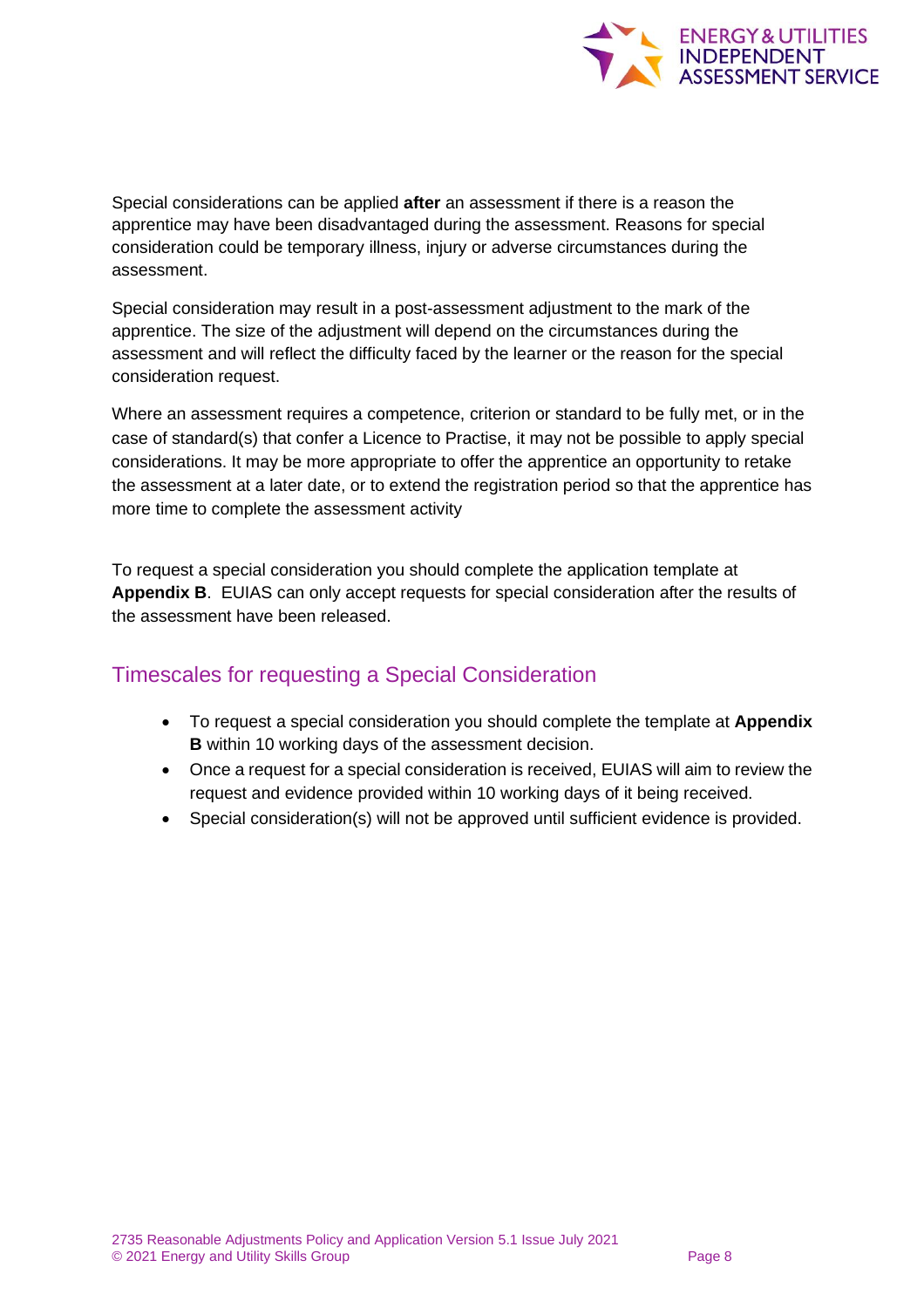Special considerations can be applied **after** an assessment if there is a reason the apprentice may have been disadvantaged during the assessment. Reasons for special consideration could be temporary illness, injury or adverse circumstances during the assessment.

Special consideration may result in a post-assessment adjustment to the mark of the apprentice. The size of the adjustment will depend on the circumstances during the assessment and will reflect the difficulty faced by the learner or the reason for the special consideration request.

Where an assessment requires a competence, criterion or standard to be fully met, or in the case of standard(s) that confer a Licence to Practise, it may not be possible to apply special considerations. It may be more appropriate to offer the apprentice an opportunity to retake the assessment at a later date, or to extend the registration period so that the apprentice has more time to complete the assessment activity

To request a special consideration you should complete the application template at **Appendix B**. EUIAS can only accept requests for special consideration after the results of the assessment have been released.

## Timescales for requesting a Special Consideration

- To request a special consideration you should complete the template at **Appendix B** within 10 working days of the assessment decision.
- Once a request for a special consideration is received, EUIAS will aim to review the request and evidence provided within 10 working days of it being received.
- Special consideration(s) will not be approved until sufficient evidence is provided.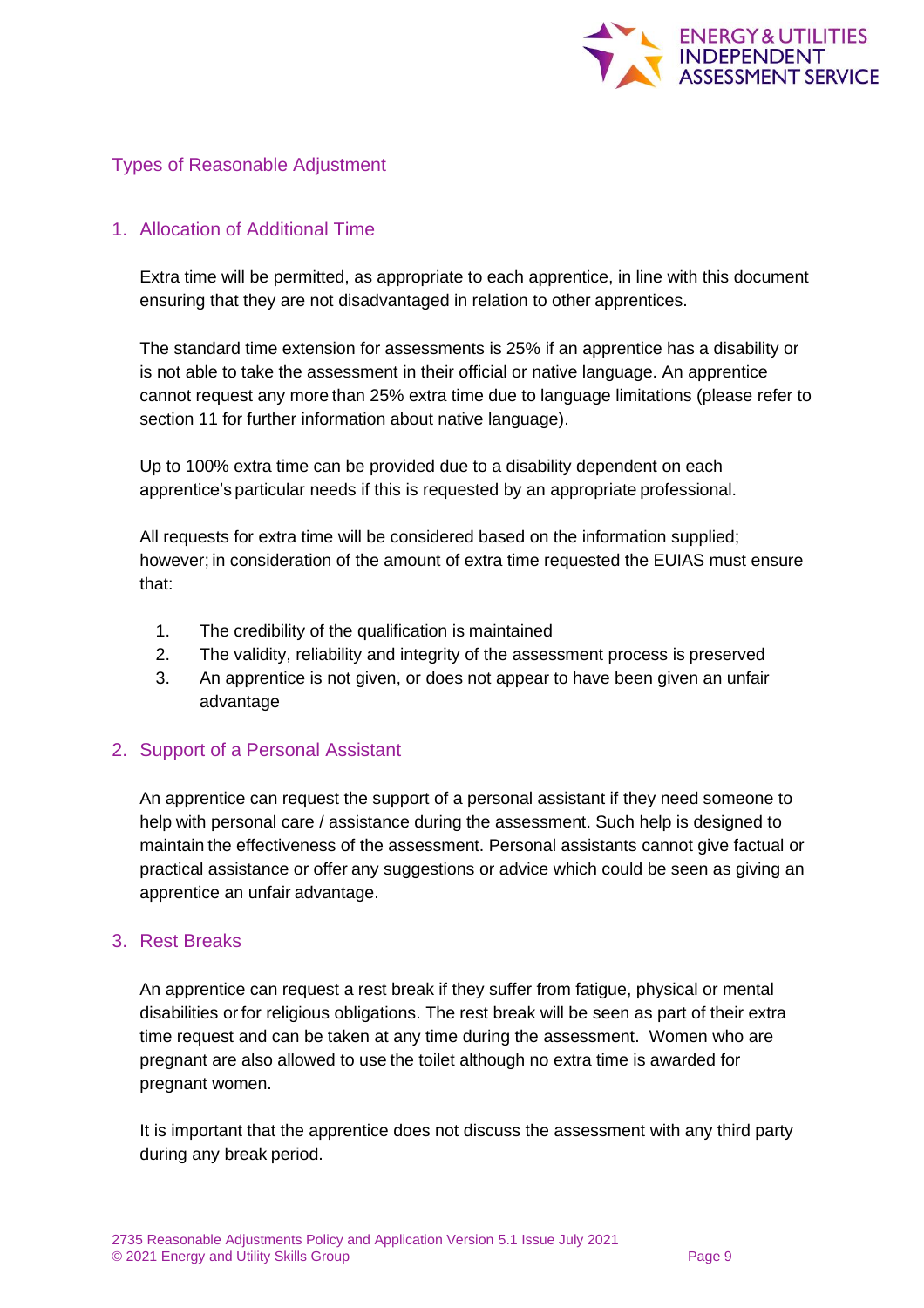## Types of Reasonable Adjustment

### 1. Allocation of Additional Time

Extra time will be permitted, as appropriate to each apprentice, in line with this document ensuring that they are not disadvantaged in relation to other apprentices.

The standard time extension for assessments is 25% if an apprentice has a disability or is not able to take the assessment in their official or native language. An apprentice cannot request any more than 25% extra time due to language limitations (please refer to section 11 for further information about native language).

Up to 100% extra time can be provided due to a disability dependent on each apprentice's particular needs if this is requested by an appropriate professional.

All requests for extra time will be considered based on the information supplied; however; in consideration of the amount of extra time requested the EUIAS must ensure that:

1. The credibility of the qualification is maintained
2. The validity, reliability and integrity of the assessment process is preserved
3. An apprentice is not given, or does not appear to have been given an unfair advantage

### 2. Support of a Personal Assistant

An apprentice can request the support of a personal assistant if they need someone to help with personal care / assistance during the assessment. Such help is designed to maintain the effectiveness of the assessment. Personal assistants cannot give factual or practical assistance or offer any suggestions or advice which could be seen as giving an apprentice an unfair advantage.

### 3. Rest Breaks

An apprentice can request a rest break if they suffer from fatigue, physical or mental disabilities or for religious obligations. The rest break will be seen as part of their extra time request and can be taken at any time during the assessment. Women who are pregnant are also allowed to use the toilet although no extra time is awarded for pregnant women.

It is important that the apprentice does not discuss the assessment with any third party during any break period.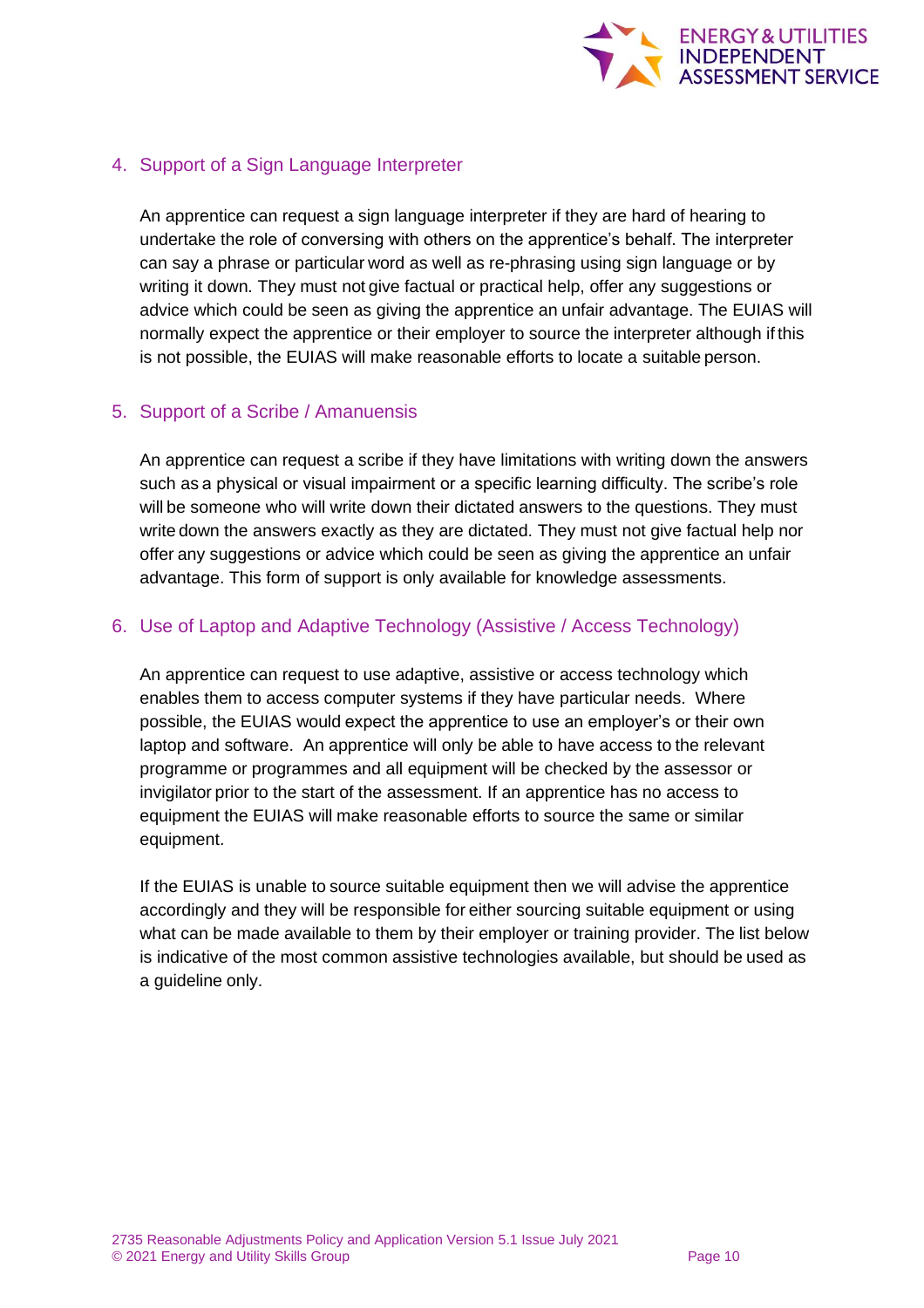## 4. Support of a Sign Language Interpreter

An apprentice can request a sign language interpreter if they are hard of hearing to undertake the role of conversing with others on the apprentice's behalf. The interpreter can say a phrase or particular word as well as re-phrasing using sign language or by writing it down. They must not give factual or practical help, offer any suggestions or advice which could be seen as giving the apprentice an unfair advantage. The EUIAS will normally expect the apprentice or their employer to source the interpreter although if this is not possible, the EUIAS will make reasonable efforts to locate a suitable person.

## 5. Support of a Scribe / Amanuensis

An apprentice can request a scribe if they have limitations with writing down the answers such as a physical or visual impairment or a specific learning difficulty. The scribe's role will be someone who will write down their dictated answers to the questions. They must write down the answers exactly as they are dictated. They must not give factual help nor offer any suggestions or advice which could be seen as giving the apprentice an unfair advantage. This form of support is only available for knowledge assessments.

## 6. Use of Laptop and Adaptive Technology (Assistive / Access Technology)

An apprentice can request to use adaptive, assistive or access technology which enables them to access computer systems if they have particular needs. Where possible, the EUIAS would expect the apprentice to use an employer's or their own laptop and software. An apprentice will only be able to have access to the relevant programme or programmes and all equipment will be checked by the assessor or invigilator prior to the start of the assessment. If an apprentice has no access to equipment the EUIAS will make reasonable efforts to source the same or similar equipment.

If the EUIAS is unable to source suitable equipment then we will advise the apprentice accordingly and they will be responsible for either sourcing suitable equipment or using what can be made available to them by their employer or training provider. The list below is indicative of the most common assistive technologies available, but should be used as a guideline only.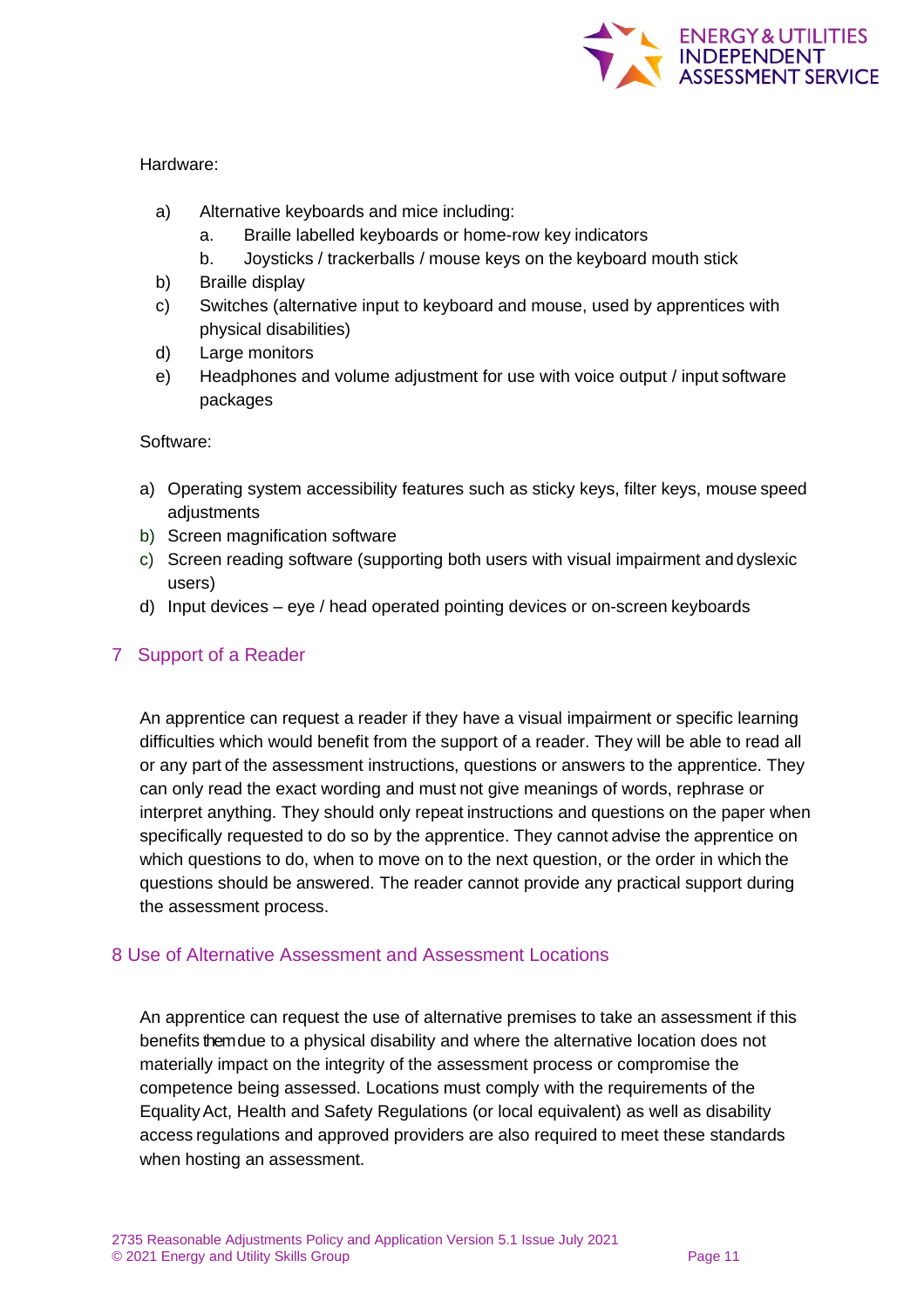Hardware:

a) Alternative keyboards and mice including:
   a. Braille labelled keyboards or home-row key indicators
   b. Joysticks / trackerballs / mouse keys on the keyboard mouth stick
b) Braille display
c) Switches (alternative input to keyboard and mouse, used by apprentices with physical disabilities)
d) Large monitors
e) Headphones and volume adjustment for use with voice output / input software packages

Software:

a) Operating system accessibility features such as sticky keys, filter keys, mouse speed adjustments
b) Screen magnification software
c) Screen reading software (supporting both users with visual impairment and dyslexic users)
d) Input devices – eye / head operated pointing devices or on-screen keyboards

## 7 Support of a Reader

An apprentice can request a reader if they have a visual impairment or specific learning difficulties which would benefit from the support of a reader. They will be able to read all or any part of the assessment instructions, questions or answers to the apprentice. They can only read the exact wording and must not give meanings of words, rephrase or interpret anything. They should only repeat instructions and questions on the paper when specifically requested to do so by the apprentice. They cannot advise the apprentice on the which questions to do, when to move on to the next question, or the order in which the questions should be answered. The reader cannot provide any practical support during the assessment process.

## 8 Use of Alternative Assessment and Assessment Locations

An apprentice can request the use of alternative premises to take an assessment if this benefits them due to a physical disability and where the alternative location does not materially impact on the integrity of the assessment process or compromise the competence being assessed. Locations must comply with the requirements of the Equality Act, Health and Safety Regulations (or local equivalent) as well as disability access regulations and approved providers are also required to meet these standards when hosting an assessment.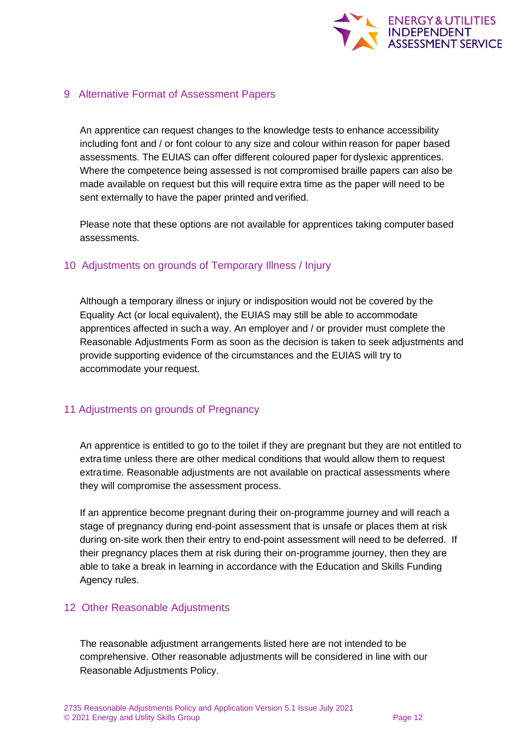## 9 Alternative Format of Assessment Papers

An apprentice can request changes to the knowledge tests to enhance accessibility including font and / or font colour to any size and colour within reason for paper based assessments. The EUIAS can offer different coloured paper for dyslexic apprentices. Where the competence being assessed is not compromised braille papers can also be made available on request but this will require extra time as the paper will need to be sent externally to have the paper printed and verified.

Please note that these options are not available for apprentices taking computer based assessments.

## 10 Adjustments on grounds of Temporary Illness / Injury

Although a temporary illness or injury or indisposition would not be covered by the Equality Act (or local equivalent), the EUIAS may still be able to accommodate apprentices affected in such a way. An employer and / or provider must complete the Reasonable Adjustments Form as soon as the decision is taken to seek adjustments and provide supporting evidence of the circumstances and the EUIAS will try to accommodate your request.

## 11 Adjustments on grounds of Pregnancy

An apprentice is entitled to go to the toilet if they are pregnant but they are not entitled to extra time unless there are other medical conditions that would allow them to request extra time. Reasonable adjustments are not available on practical assessments where they will compromise the assessment process.

If an apprentice become pregnant during their on-programme journey and will reach a stage of pregnancy during end-point assessment that is unsafe or places them at risk during on-site work then their entry to end-point assessment will need to be deferred. If their pregnancy places them at risk during their on-programme journey, then they are able to take a break in learning in accordance with the Education and Skills Funding Agency rules.

## 12 Other Reasonable Adjustments

The reasonable adjustment arrangements listed here are not intended to be comprehensive. Other reasonable adjustments will be considered in line with our Reasonable Adjustments Policy.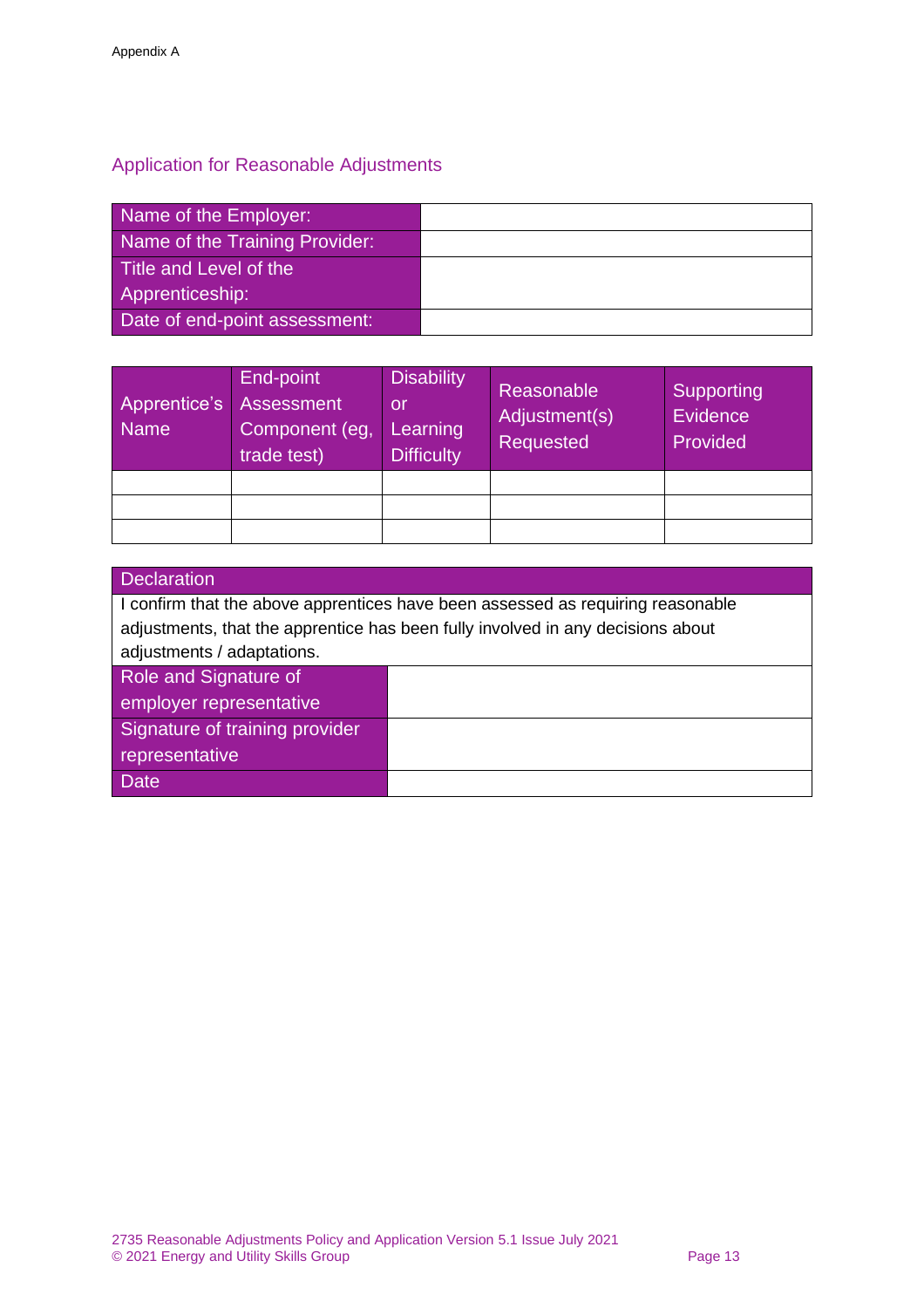Appendix A

## Application for Reasonable Adjustments

| Name of the Employer: | |
|---|---|
| Name of the Training Provider: | |
| Title and Level of the Apprenticeship: | |
| Date of end-point assessment: | |

| Apprentice's Name | End-point Assessment Component (eg, trade test) | Disability or Learning Difficulty | Reasonable Adjustment(s) Requested | Supporting Evidence Provided |
|---|---|---|---|---|
| | | | | |
| | | | | |
| | | | | |

| Declaration | |
|---|---|
| I confirm that the above apprentices have been assessed as requiring reasonable adjustments, that the apprentice has been fully involved in any decisions about adjustments / adaptations. | |
| Role and Signature of employer representative | |
| Signature of training provider representative | |
| Date | |

2735 Reasonable Adjustments Policy and Application Version 5.1 Issue July 2021
© 2021 Energy and Utility Skills Group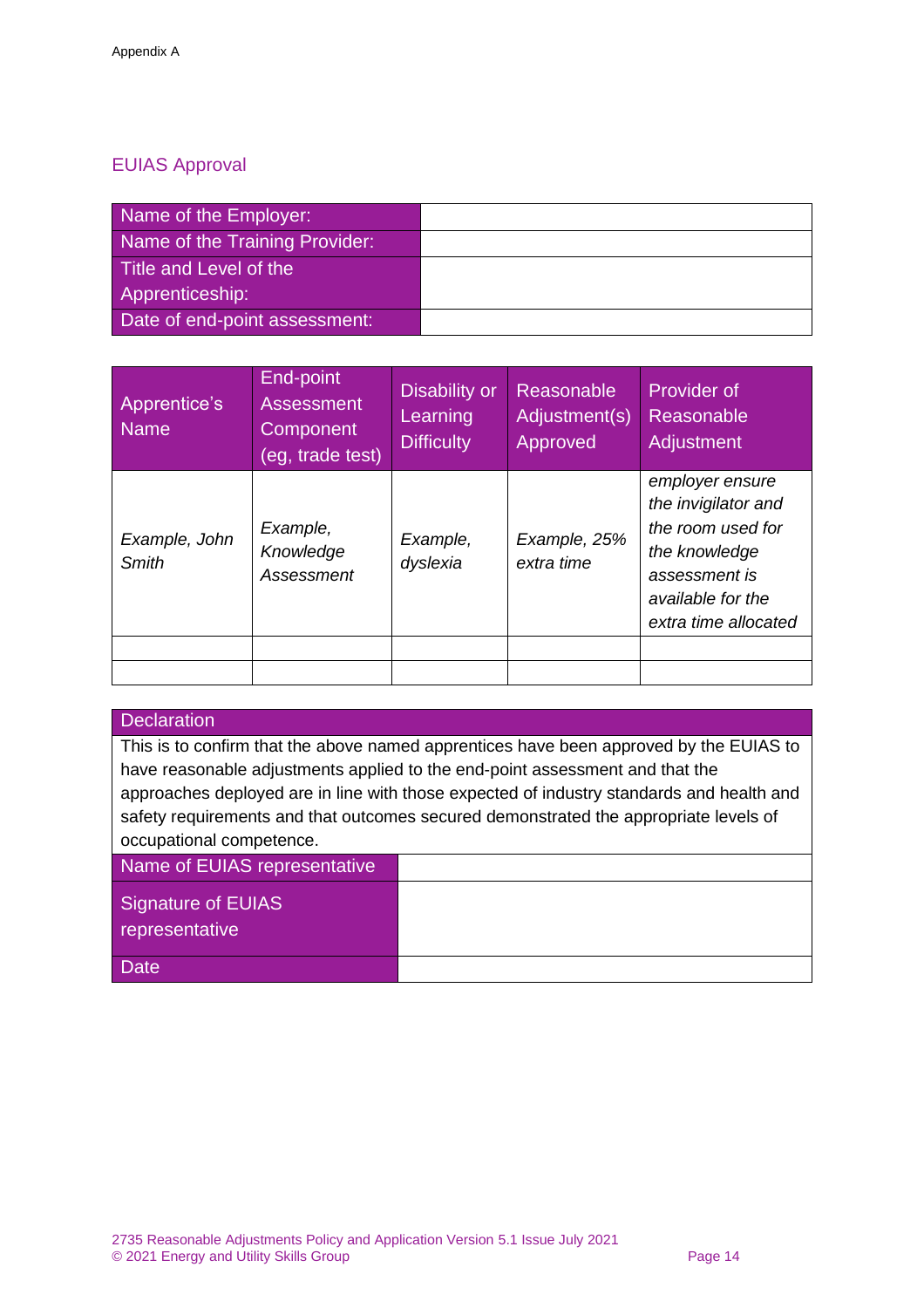Appendix A

## EUIAS Approval

| Name of the Employer: | |
|---|---|
| Name of the Training Provider: | |
| Title and Level of the Apprenticeship: | |
| Date of end-point assessment: | |

| Apprentice's Name | End-point Assessment Component (eg, trade test) | Disability or Learning Difficulty | Reasonable Adjustment(s) Approved | Provider of Reasonable Adjustment |
|---|---|---|---|---|
| *Example, John Smith* | *Example, Knowledge Assessment* | *Example, dyslexia* | *Example, 25% extra time* | *employer ensure the invigilator and the room used for the knowledge assessment is available for the extra time allocated* |
| | | | | |
| | | | | |

| Declaration | |
|---|---|
| This is to confirm that the above named apprentices have been approved by the EUIAS to have reasonable adjustments applied to the end-point assessment and that the approaches deployed are in line with those expected of industry standards and health and safety requirements and that outcomes secured demonstrated the appropriate levels of occupational competence. | |
| Name of EUIAS representative | |
| Signature of EUIAS representative | |
| Date | |

2735 Reasonable Adjustments Policy and Application Version 5.1 Issue July 2021
© 2021 Energy and Utility Skills Group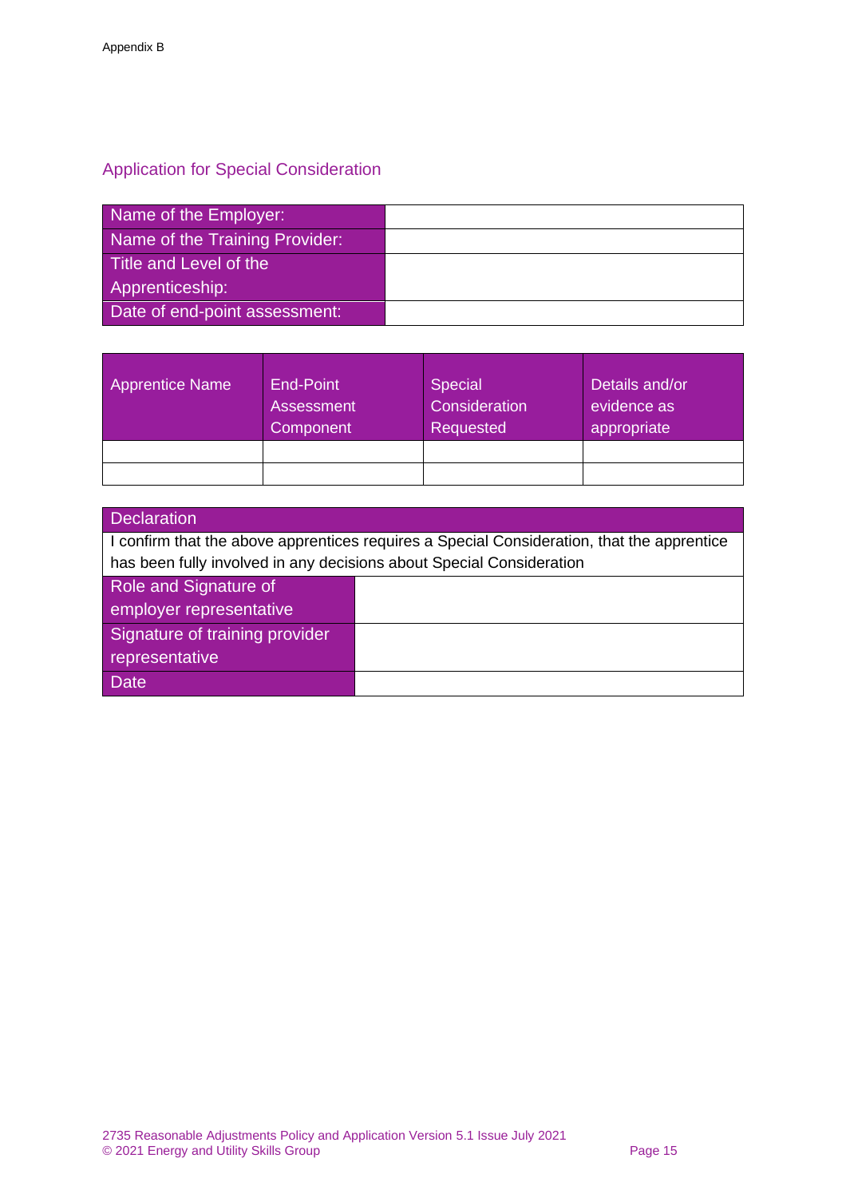Appendix B

## Application for Special Consideration

| Name of the Employer: | |
|---|---|
| Name of the Training Provider: | |
| Title and Level of the Apprenticeship: | |
| Date of end-point assessment: | |

| Apprentice Name | End-Point Assessment Component | Special Consideration Requested | Details and/or evidence as appropriate |
|---|---|---|---|
| | | | |
| | | | |

| Declaration | |
|---|---|
| I confirm that the above apprentices requires a Special Consideration, that the apprentice has been fully involved in any decisions about Special Consideration | |
| Role and Signature of employer representative | |
| Signature of training provider representative | |
| Date | |

2735 Reasonable Adjustments Policy and Application Version 5.1 Issue July 2021
© 2021 Energy and Utility Skills Group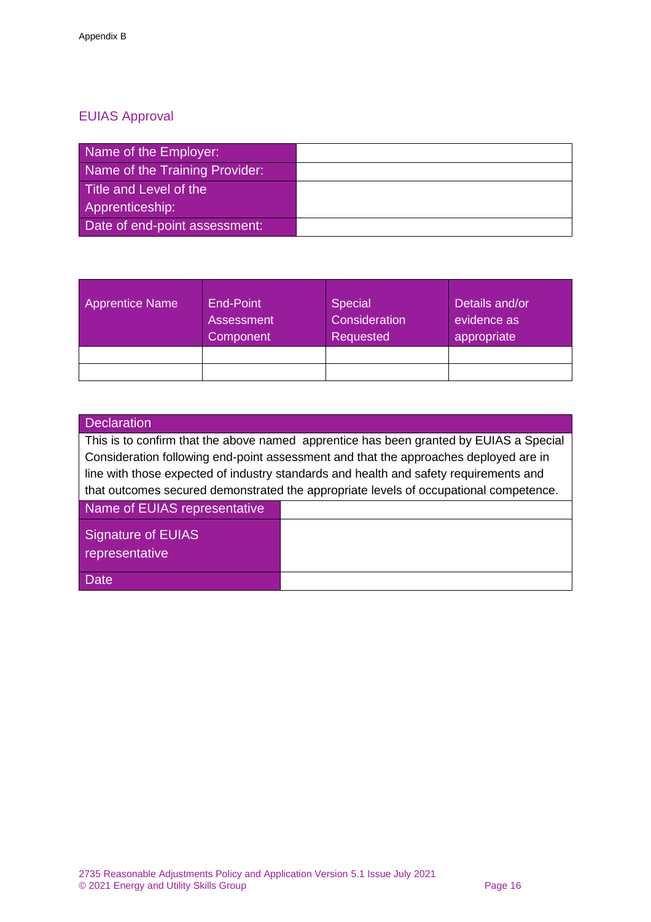Appendix B

## EUIAS Approval

| | |
|---|---|
| Name of the Employer: | |
| Name of the Training Provider: | |
| Title and Level of the Apprenticeship: | |
| Date of end-point assessment: | |

| Apprentice Name | End-Point Assessment Component | Special Consideration Requested | Details and/or evidence as appropriate |
|---|---|---|---|
| | | | |
| | | | |

| Declaration | |
|---|---|
| This is to confirm that the above named apprentice has been granted by EUIAS a Special Consideration following end-point assessment and that the approaches deployed are in line with those expected of industry standards and health and safety requirements and that outcomes secured demonstrated the appropriate levels of occupational competence. | |
| Name of EUIAS representative | |
| Signature of EUIAS representative | |
| Date | |

2735 Reasonable Adjustments Policy and Application Version 5.1 Issue July 2021
© 2021 Energy and Utility Skills Group